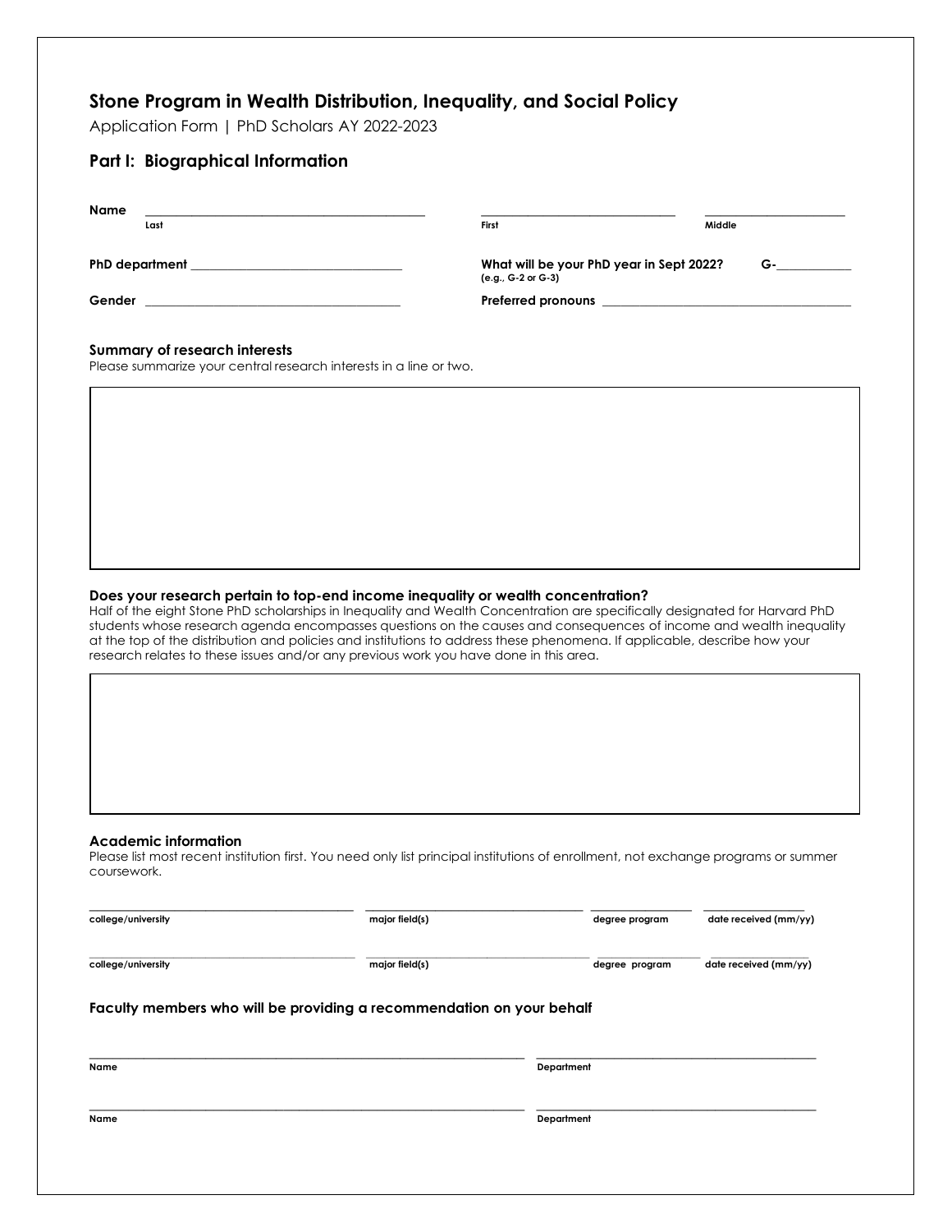## Stone Program in Wealth Distribution, Inequality, and Social Policy

Application Form | PhD Scholars AY 2022-2023

## Part I: Biographical Information

**Name** ______________________________ ______________________________ ______________________

Last | First | Middle

**PhD department** ______________________________

**What will be your PhD year in Sept 2022?** G-__________
(e.g., G-2 or G-3)

**Gender** ______________________________

**Preferred pronouns** ______________________________

### Summary of research interests

Please summarize your central research interests in a line or two.

### Does your research pertain to top-end income inequality or wealth concentration?

Half of the eight Stone PhD scholarships in Inequality and Wealth Concentration are specifically designated for Harvard PhD students whose research agenda encompasses questions on the causes and consequences of income and wealth inequality at the top of the distribution and policies and institutions to address these phenomena. If applicable, describe how your research relates to these issues and/or any previous work you have done in this area.

### Academic information

Please list most recent institution first. You need only list principal institutions of enrollment, not exchange programs or summer coursework.

| college/university | major field(s) | degree program | date received (mm/yy) |
| --- | --- | --- | --- |
| | | | |
| | | | |

### Faculty members who will be providing a recommendation on your behalf

| Name | Department |
| --- | --- |
| | |
| | |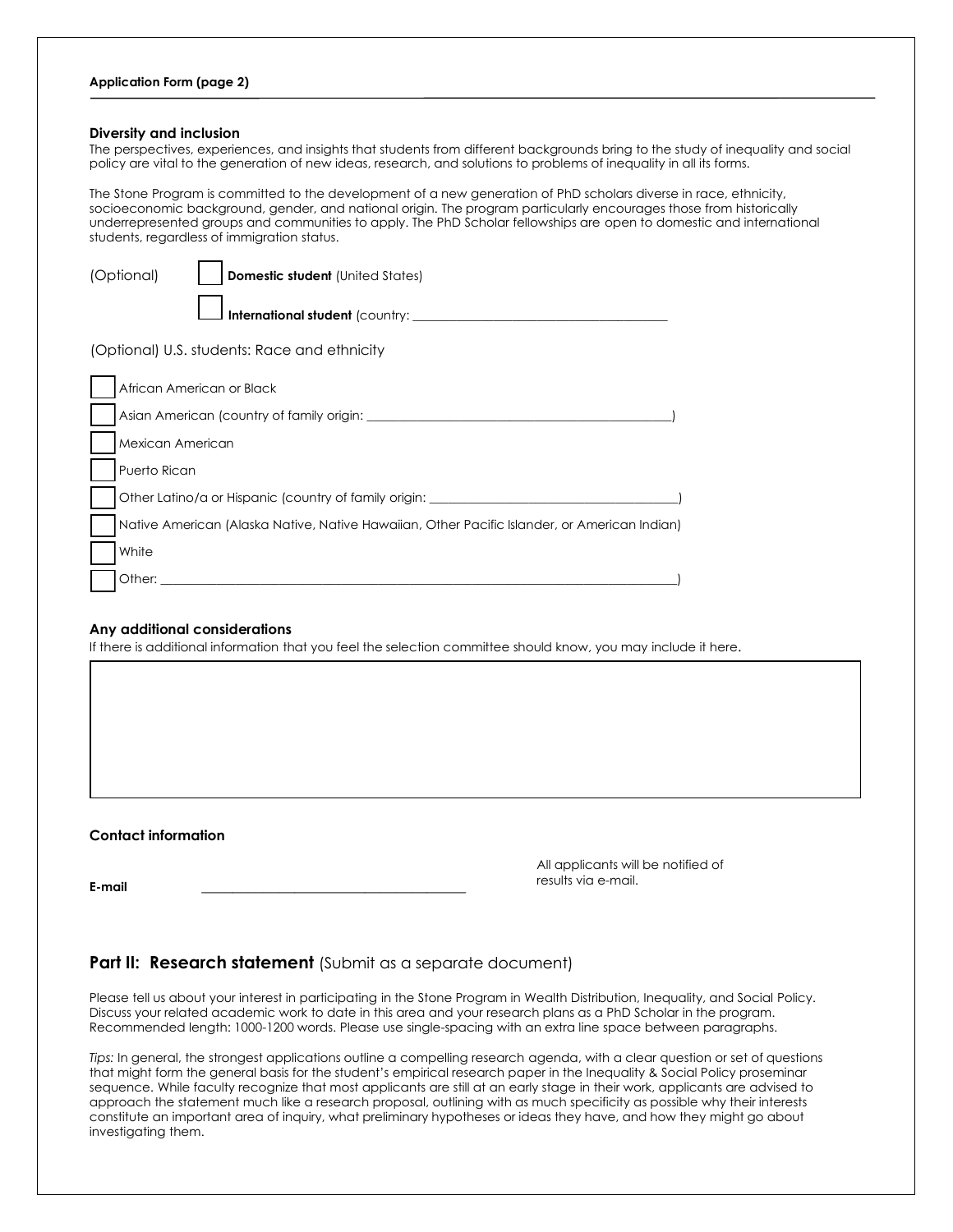**Application Form (page 2)**

**Diversity and inclusion**

The perspectives, experiences, and insights that students from different backgrounds bring to the study of inequality and social policy are vital to the generation of new ideas, research, and solutions to problems of inequality in all its forms.

The Stone Program is committed to the development of a new generation of PhD scholars diverse in race, ethnicity, socioeconomic background, gender, and national origin. The program particularly encourages those from historically underrepresented groups and communities to apply. The PhD Scholar fellowships are open to domestic and international students, regardless of immigration status.

(Optional)

- [ ] **Domestic student** (United States)
- [ ] **International student** (country: ________________________________________)

(Optional) U.S. students: Race and ethnicity

- [ ] African American or Black
- [ ] Asian American (country of family origin: ________________________________________)
- [ ] Mexican American
- [ ] Puerto Rican
- [ ] Other Latino/a or Hispanic (country of family origin: ________________________________)
- [ ] Native American (Alaska Native, Native Hawaiian, Other Pacific Islander, or American Indian)
- [ ] White
- [ ] Other: ________________________________________________________________________)

**Any additional considerations**

If there is additional information that you feel the selection committee should know, you may include it here.

**Contact information**

**E-mail** ________________________________________

All applicants will be notified of results via e-mail.

## Part II: Research statement (Submit as a separate document)

Please tell us about your interest in participating in the Stone Program in Wealth Distribution, Inequality, and Social Policy. Discuss your related academic work to date in this area and your research plans as a PhD Scholar in the program. Recommended length: 1000-1200 words. Please use single-spacing with an extra line space between paragraphs.

*Tips:* In general, the strongest applications outline a compelling research agenda, with a clear question or set of questions that might form the general basis for the student's empirical research paper in the Inequality & Social Policy proseminar sequence. While faculty recognize that most applicants are still at an early stage in their work, applicants are advised to approach the statement much like a research proposal, outlining with as much specificity as possible why their interests constitute an important area of inquiry, what preliminary hypotheses or ideas they have, and how they might go about investigating them.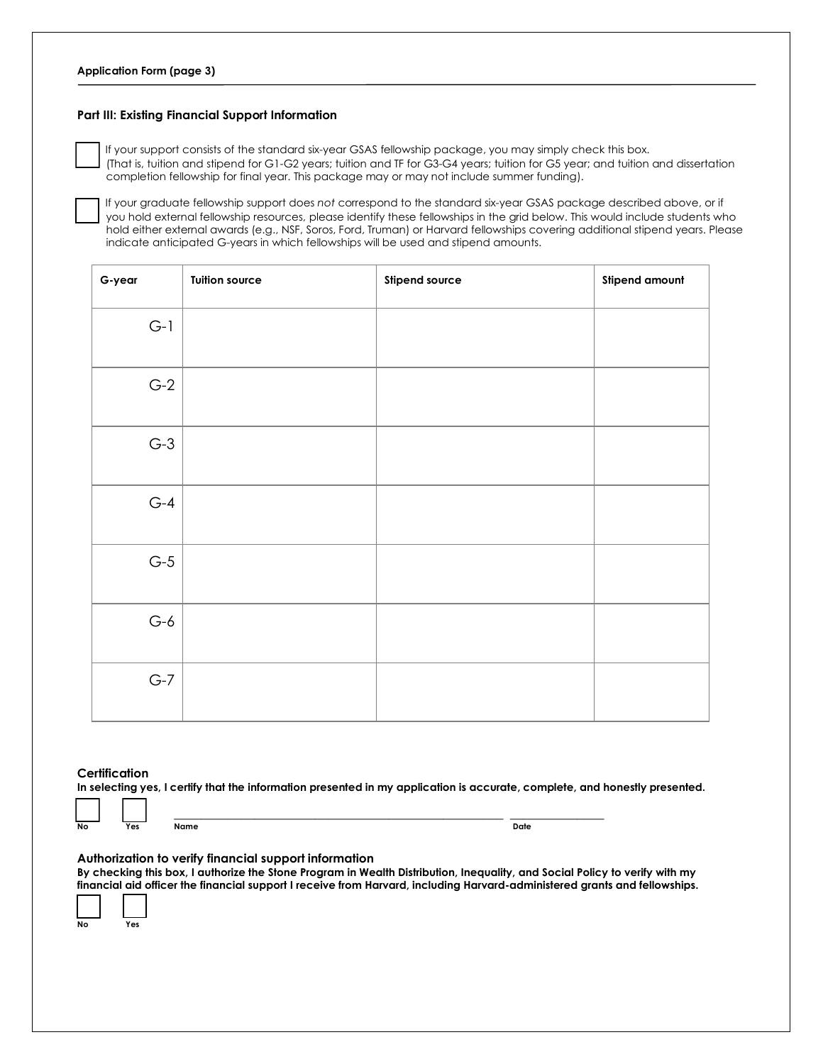**Application Form (page 3)**

**Part III: Existing Financial Support Information**

☐ If your support consists of the standard six-year GSAS fellowship package, you may simply check this box. (That is, tuition and stipend for G1-G2 years; tuition and TF for G3-G4 years; tuition for G5 year; and tuition and dissertation completion fellowship for final year. This package may or may not include summer funding).

☐ If your graduate fellowship support does *not* correspond to the standard six-year GSAS package described above, or if you hold external fellowship resources, please identify these fellowships in the grid below. This would include students who hold either external awards (e.g., NSF, Soros, Ford, Truman) or Harvard fellowships covering additional stipend years. Please indicate anticipated G-years in which fellowships will be used and stipend amounts.

| G-year | Tuition source | Stipend source | Stipend amount |
|---|---|---|---|
| G-1 | | | |
| G-2 | | | |
| G-3 | | | |
| G-4 | | | |
| G-5 | | | |
| G-6 | | | |
| G-7 | | | |

**Certification**

**In selecting yes, I certify that the information presented in my application is accurate, complete, and honestly presented.**

☐ No ☐ Yes ______________________________ Name ______________ Date

**Authorization to verify financial support information**

**By checking this box, I authorize the Stone Program in Wealth Distribution, Inequality, and Social Policy to verify with my financial aid officer the financial support I receive from Harvard, including Harvard-administered grants and fellowships.**

☐ No ☐ Yes